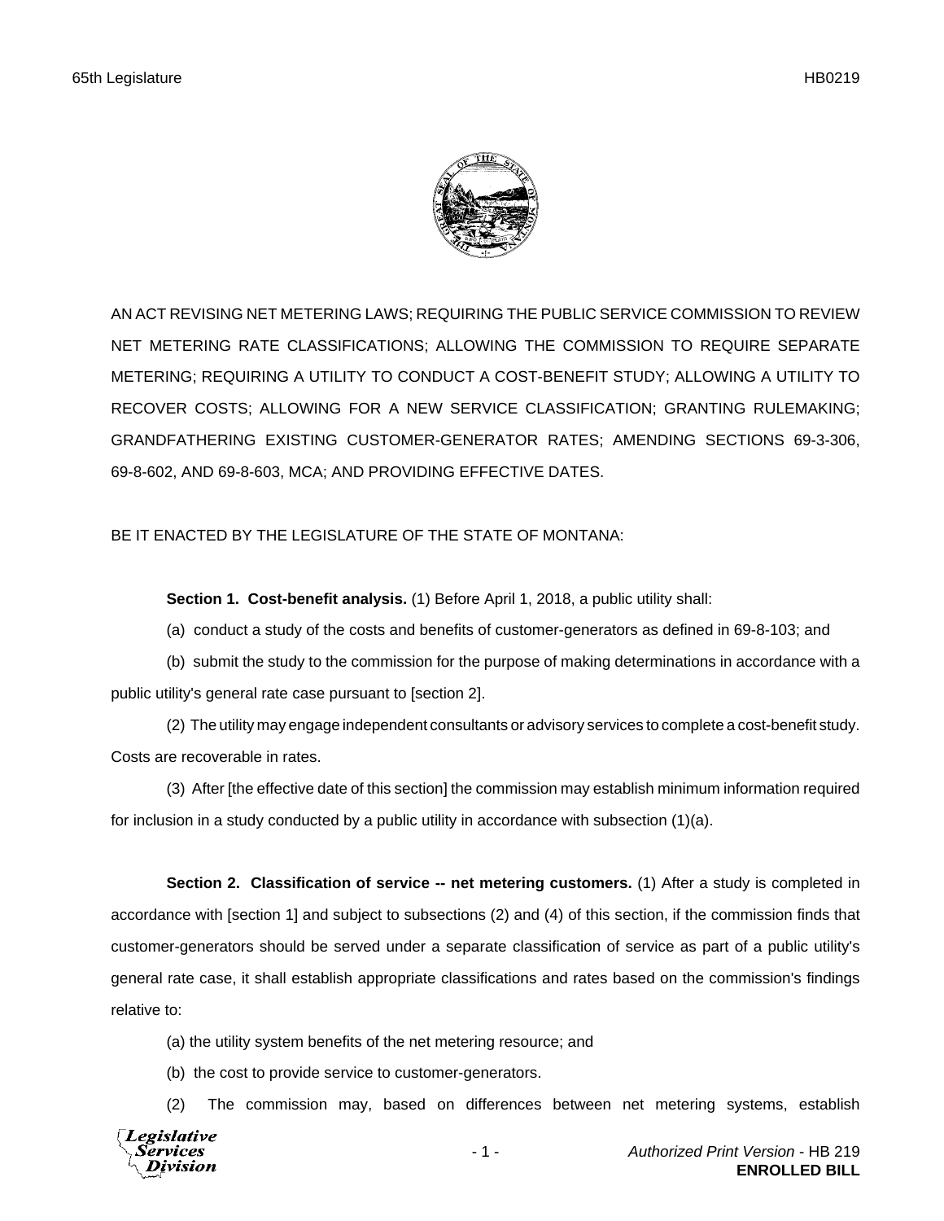AN ACT REVISING NET METERING LAWS; REQUIRING THE PUBLIC SERVICE COMMISSION TO REVIEW NET METERING RATE CLASSIFICATIONS; ALLOWING THE COMMISSION TO REQUIRE SEPARATE METERING; REQUIRING A UTILITY TO CONDUCT A COST-BENEFIT STUDY; ALLOWING A UTILITY TO RECOVER COSTS; ALLOWING FOR A NEW SERVICE CLASSIFICATION; GRANTING RULEMAKING; GRANDFATHERING EXISTING CUSTOMER-GENERATOR RATES; AMENDING SECTIONS 69-3-306, 69-8-602, AND 69-8-603, MCA; AND PROVIDING EFFECTIVE DATES.

BE IT ENACTED BY THE LEGISLATURE OF THE STATE OF MONTANA:

**Section 1. Cost-benefit analysis.** (1) Before April 1, 2018, a public utility shall:

(a) conduct a study of the costs and benefits of customer-generators as defined in 69-8-103; and

(b) submit the study to the commission for the purpose of making determinations in accordance with a public utility's general rate case pursuant to [section 2].

(2) The utility may engage independent consultants or advisory services to complete a cost-benefit study. Costs are recoverable in rates.

(3) After [the effective date of this section] the commission may establish minimum information required for inclusion in a study conducted by a public utility in accordance with subsection (1)(a).

**Section 2. Classification of service -- net metering customers.** (1) After a study is completed in accordance with [section 1] and subject to subsections (2) and (4) of this section, if the commission finds that customer-generators should be served under a separate classification of service as part of a public utility's general rate case, it shall establish appropriate classifications and rates based on the commission's findings relative to:

(a) the utility system benefits of the net metering resource; and

(b) the cost to provide service to customer-generators.

(2) The commission may, based on differences between net metering systems, establish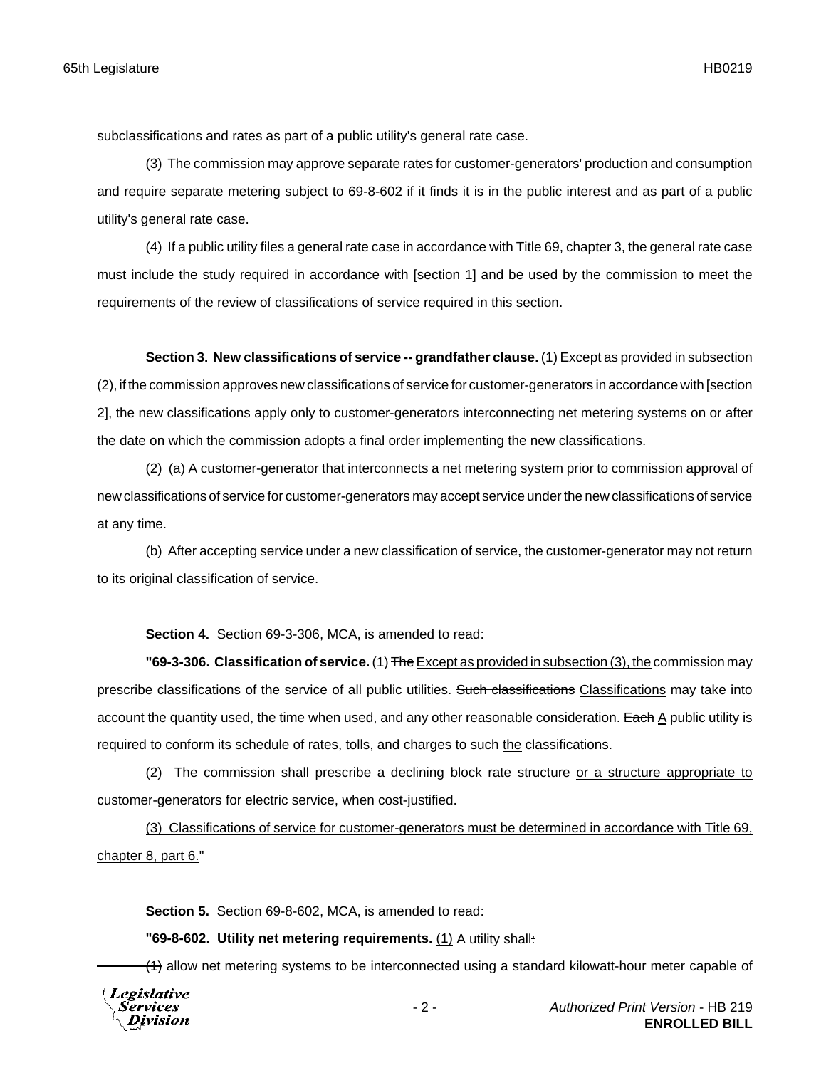subclassifications and rates as part of a public utility's general rate case.

(3) The commission may approve separate rates for customer-generators' production and consumption and require separate metering subject to 69-8-602 if it finds it is in the public interest and as part of a public utility's general rate case.

(4) If a public utility files a general rate case in accordance with Title 69, chapter 3, the general rate case must include the study required in accordance with [section 1] and be used by the commission to meet the requirements of the review of classifications of service required in this section.

**Section 3. New classifications of service -- grandfather clause.** (1) Except as provided in subsection (2), if the commission approves new classifications of service for customer-generators in accordance with [section 2], the new classifications apply only to customer-generators interconnecting net metering systems on or after the date on which the commission adopts a final order implementing the new classifications.

(2) (a) A customer-generator that interconnects a net metering system prior to commission approval of new classifications of service for customer-generators may accept service under the new classifications of service at any time.

(b) After accepting service under a new classification of service, the customer-generator may not return to its original classification of service.

**Section 4.** Section 69-3-306, MCA, is amended to read:

**"69-3-306. Classification of service.** (1) ~~The~~ <u>Except as provided in subsection (3), the</u> commission may prescribe classifications of the service of all public utilities. ~~Such classifications~~ <u>Classifications</u> may take into account the quantity used, the time when used, and any other reasonable consideration. ~~Each~~ <u>A</u> public utility is required to conform its schedule of rates, tolls, and charges to ~~such~~ <u>the</u> classifications.

(2) The commission shall prescribe a declining block rate structure <u>or a structure appropriate to customer-generators</u> for electric service, when cost-justified.

<u>(3) Classifications of service for customer-generators must be determined in accordance with Title 69, chapter 8, part 6.</u>"

**Section 5.** Section 69-8-602, MCA, is amended to read:

**"69-8-602. Utility net metering requirements.** <u>(1)</u> A utility shall~~:~~

~~(1)~~ allow net metering systems to be interconnected using a standard kilowatt-hour meter capable of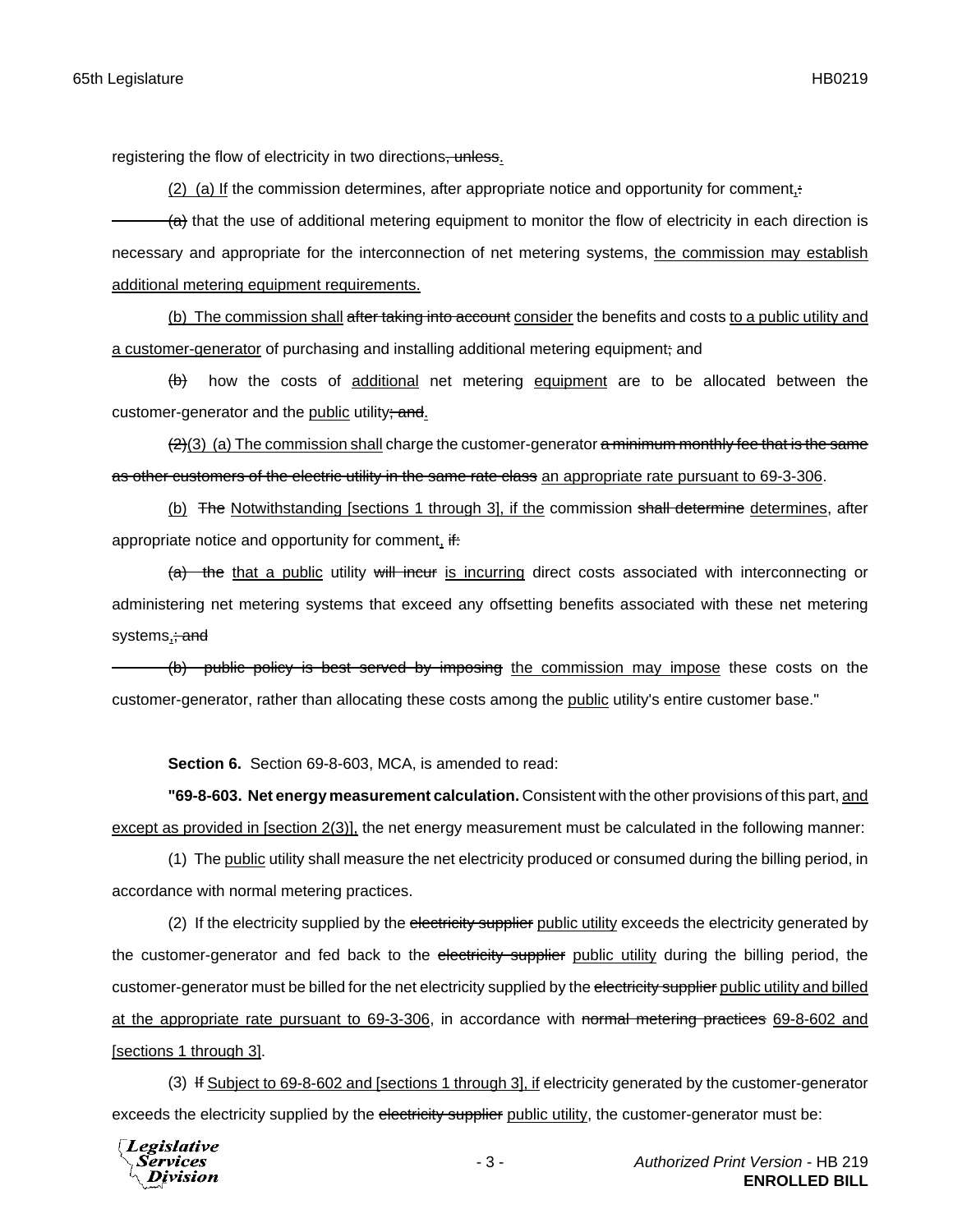registering the flow of electricity in two directions~~, unless~~.

(2) (a) If the commission determines, after appropriate notice and opportunity for comment,~~:~~

~~(a)~~ that the use of additional metering equipment to monitor the flow of electricity in each direction is necessary and appropriate for the interconnection of net metering systems, the commission may establish additional metering equipment requirements.

(b) The commission shall ~~after taking into account~~ consider the benefits and costs to a public utility and a customer-generator of purchasing and installing additional metering equipment~~;~~ and

~~(b)~~ how the costs of additional net metering equipment are to be allocated between the customer-generator and the public utility~~; and~~.

~~(2)~~(3) (a) The commission shall charge the customer-generator ~~a minimum monthly fee that is the same as other customers of the electric utility in the same rate class~~ an appropriate rate pursuant to 69-3-306.

(b) ~~The~~ Notwithstanding [sections 1 through 3], if the commission ~~shall determine~~ determines, after appropriate notice and opportunity for comment, ~~if:~~

~~(a) the~~ that a public utility ~~will incur~~ is incurring direct costs associated with interconnecting or administering net metering systems that exceed any offsetting benefits associated with these net metering systems,~~; and~~

~~(b) public policy is best served by imposing~~ the commission may impose these costs on the customer-generator, rather than allocating these costs among the public utility's entire customer base."

**Section 6.** Section 69-8-603, MCA, is amended to read:

**"69-8-603. Net energy measurement calculation.** Consistent with the other provisions of this part, and except as provided in [section 2(3)], the net energy measurement must be calculated in the following manner:

(1) The public utility shall measure the net electricity produced or consumed during the billing period, in accordance with normal metering practices.

(2) If the electricity supplied by the ~~electricity supplier~~ public utility exceeds the electricity generated by the customer-generator and fed back to the ~~electricity supplier~~ public utility during the billing period, the customer-generator must be billed for the net electricity supplied by the ~~electricity supplier~~ public utility and billed at the appropriate rate pursuant to 69-3-306, in accordance with ~~normal metering practices~~ 69-8-602 and [sections 1 through 3].

(3) ~~If~~ Subject to 69-8-602 and [sections 1 through 3], if electricity generated by the customer-generator exceeds the electricity supplied by the ~~electricity supplier~~ public utility, the customer-generator must be: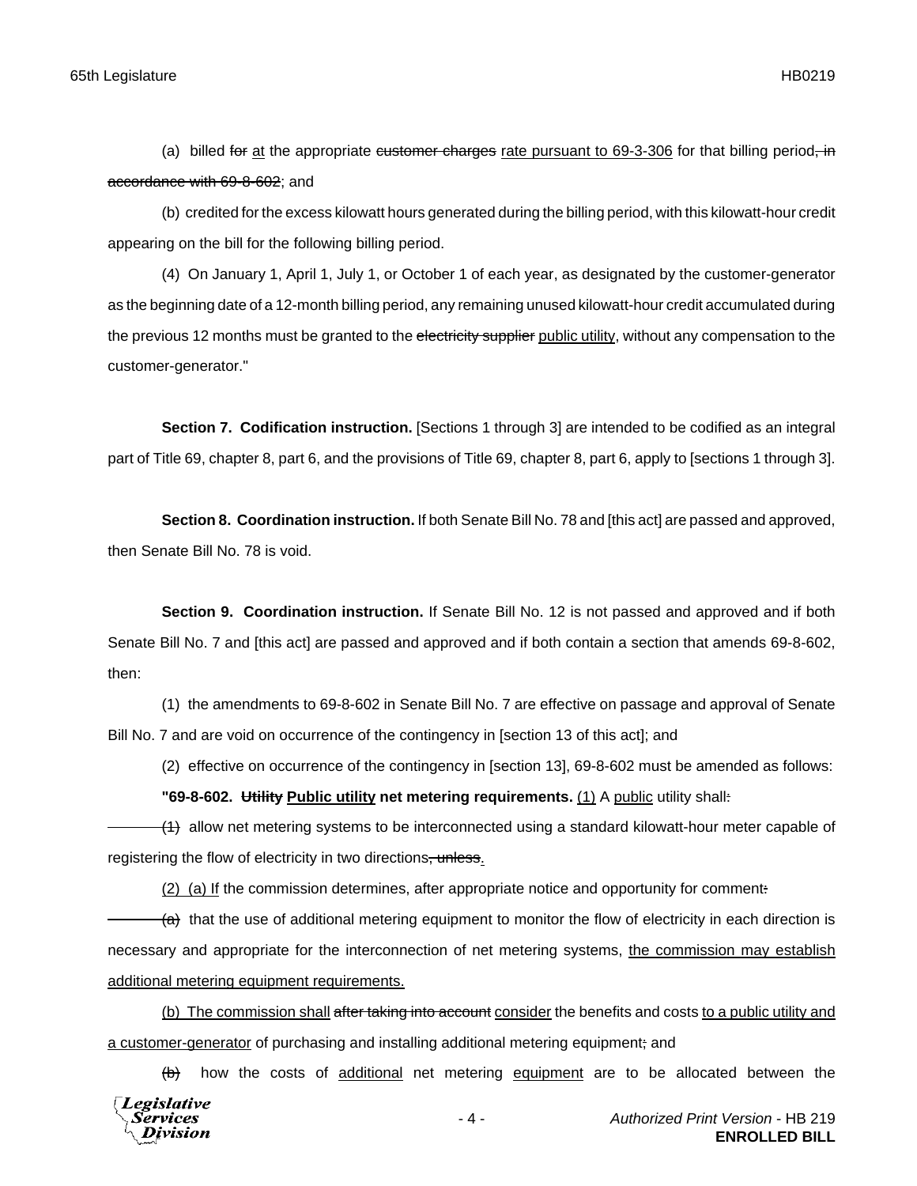(a) billed ~~for~~ <u>at</u> the appropriate ~~customer charges~~ <u>rate pursuant to 69-3-306</u> for that billing period~~, in accordance with 69-8-602~~; and

(b) credited for the excess kilowatt hours generated during the billing period, with this kilowatt-hour credit appearing on the bill for the following billing period.

(4) On January 1, April 1, July 1, or October 1 of each year, as designated by the customer-generator as the beginning date of a 12-month billing period, any remaining unused kilowatt-hour credit accumulated during the previous 12 months must be granted to the ~~electricity supplier~~ <u>public utility</u>, without any compensation to the customer-generator."

**Section 7. Codification instruction.** [Sections 1 through 3] are intended to be codified as an integral part of Title 69, chapter 8, part 6, and the provisions of Title 69, chapter 8, part 6, apply to [sections 1 through 3].

**Section 8. Coordination instruction.** If both Senate Bill No. 78 and [this act] are passed and approved, then Senate Bill No. 78 is void.

**Section 9. Coordination instruction.** If Senate Bill No. 12 is not passed and approved and if both Senate Bill No. 7 and [this act] are passed and approved and if both contain a section that amends 69-8-602, then:

(1) the amendments to 69-8-602 in Senate Bill No. 7 are effective on passage and approval of Senate Bill No. 7 and are void on occurrence of the contingency in [section 13 of this act]; and

(2) effective on occurrence of the contingency in [section 13], 69-8-602 must be amended as follows:

**"69-8-602. ~~Utility~~ <u>Public utility</u> net metering requirements.** <u>(1)</u> A <u>public</u> utility shall~~:~~

~~(1)~~ allow net metering systems to be interconnected using a standard kilowatt-hour meter capable of registering the flow of electricity in two directions~~, unless~~<u>.</u>

<u>(2) (a) If</u> the commission determines, after appropriate notice and opportunity for comment~~:~~

~~(a)~~ that the use of additional metering equipment to monitor the flow of electricity in each direction is necessary and appropriate for the interconnection of net metering systems, <u>the commission may establish additional metering equipment requirements.</u>

<u>(b) The commission shall</u> ~~after taking into account~~ <u>consider</u> the benefits and costs <u>to a public utility and a customer-generator</u> of purchasing and installing additional metering equipment~~;~~ and

~~(b)~~ how the costs of <u>additional</u> net metering <u>equipment</u> are to be allocated between the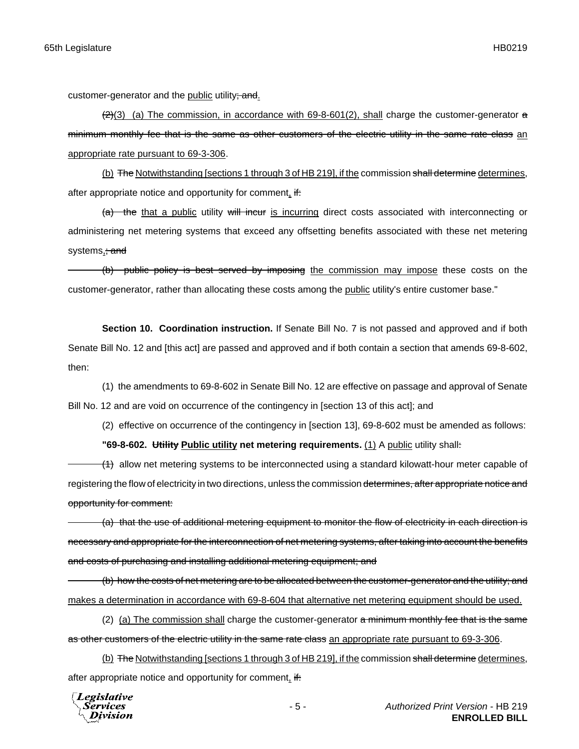customer-generator and the public utility; and.

(2)(3) (a) The commission, in accordance with 69-8-601(2), shall charge the customer-generator a minimum monthly fee that is the same as other customers of the electric utility in the same rate class an appropriate rate pursuant to 69-3-306.

(b) The Notwithstanding [sections 1 through 3 of HB 219], if the commission shall determine determines, after appropriate notice and opportunity for comment, if:

(a) the that a public utility will incur is incurring direct costs associated with interconnecting or administering net metering systems that exceed any offsetting benefits associated with these net metering systems,; and

(b) public policy is best served by imposing the commission may impose these costs on the customer-generator, rather than allocating these costs among the public utility's entire customer base."

**Section 10. Coordination instruction.** If Senate Bill No. 7 is not passed and approved and if both Senate Bill No. 12 and [this act] are passed and approved and if both contain a section that amends 69-8-602, then:

(1) the amendments to 69-8-602 in Senate Bill No. 12 are effective on passage and approval of Senate Bill No. 12 and are void on occurrence of the contingency in [section 13 of this act]; and

(2) effective on occurrence of the contingency in [section 13], 69-8-602 must be amended as follows:

**"69-8-602. Utility Public utility net metering requirements.** (1) A public utility shall:

(1) allow net metering systems to be interconnected using a standard kilowatt-hour meter capable of registering the flow of electricity in two directions, unless the commission determines, after appropriate notice and opportunity for comment:

(a) that the use of additional metering equipment to monitor the flow of electricity in each direction is necessary and appropriate for the interconnection of net metering systems, after taking into account the benefits and costs of purchasing and installing additional metering equipment; and

(b) how the costs of net metering are to be allocated between the customer-generator and the utility; and makes a determination in accordance with 69-8-604 that alternative net metering equipment should be used.

(2) (a) The commission shall charge the customer-generator a minimum monthly fee that is the same as other customers of the electric utility in the same rate class an appropriate rate pursuant to 69-3-306.

(b) The Notwithstanding [sections 1 through 3 of HB 219], if the commission shall determine determines, after appropriate notice and opportunity for comment, if: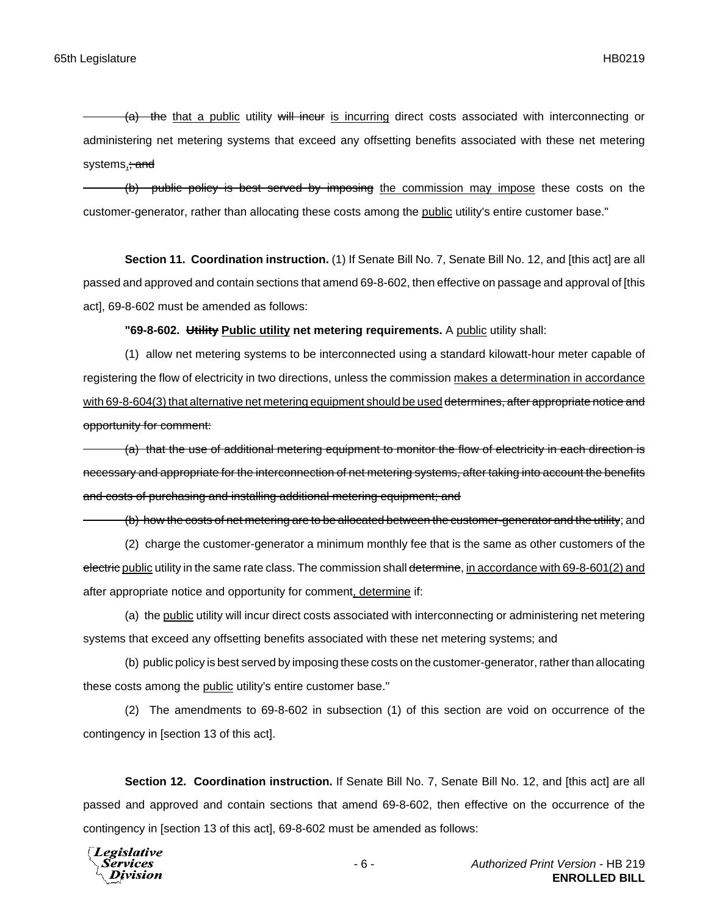~~(a) the~~ <u>that a public</u> utility ~~will incur~~ <u>is incurring</u> direct costs associated with interconnecting or administering net metering systems that exceed any offsetting benefits associated with these net metering systems<u>.</u>~~; and~~

~~(b) public policy is best served by imposing~~ <u>the commission may impose</u> these costs on the customer-generator, rather than allocating these costs among the <u>public</u> utility's entire customer base."

**Section 11. Coordination instruction.** (1) If Senate Bill No. 7, Senate Bill No. 12, and [this act] are all passed and approved and contain sections that amend 69-8-602, then effective on passage and approval of [this act], 69-8-602 must be amended as follows:

**"69-8-602. ~~Utility~~ <u>Public utility</u> net metering requirements.** A <u>public</u> utility shall:

(1) allow net metering systems to be interconnected using a standard kilowatt-hour meter capable of registering the flow of electricity in two directions, unless the commission <u>makes a determination in accordance with 69-8-604(3) that alternative net metering equipment should be used</u> ~~determines, after appropriate notice and opportunity for comment:~~

~~(a) that the use of additional metering equipment to monitor the flow of electricity in each direction is necessary and appropriate for the interconnection of net metering systems, after taking into account the benefits and costs of purchasing and installing additional metering equipment; and~~

~~(b) how the costs of net metering are to be allocated between the customer-generator and the utility~~; and

(2) charge the customer-generator a minimum monthly fee that is the same as other customers of the ~~electric~~ <u>public</u> utility in the same rate class. The commission shall ~~determine~~, <u>in accordance with 69-8-601(2) and</u> after appropriate notice and opportunity for comment<u>, determine</u> if:

(a) the <u>public</u> utility will incur direct costs associated with interconnecting or administering net metering systems that exceed any offsetting benefits associated with these net metering systems; and

(b) public policy is best served by imposing these costs on the customer-generator, rather than allocating these costs among the <u>public</u> utility's entire customer base."

(2) The amendments to 69-8-602 in subsection (1) of this section are void on occurrence of the contingency in [section 13 of this act].

**Section 12. Coordination instruction.** If Senate Bill No. 7, Senate Bill No. 12, and [this act] are all passed and approved and contain sections that amend 69-8-602, then effective on the occurrence of the contingency in [section 13 of this act], 69-8-602 must be amended as follows: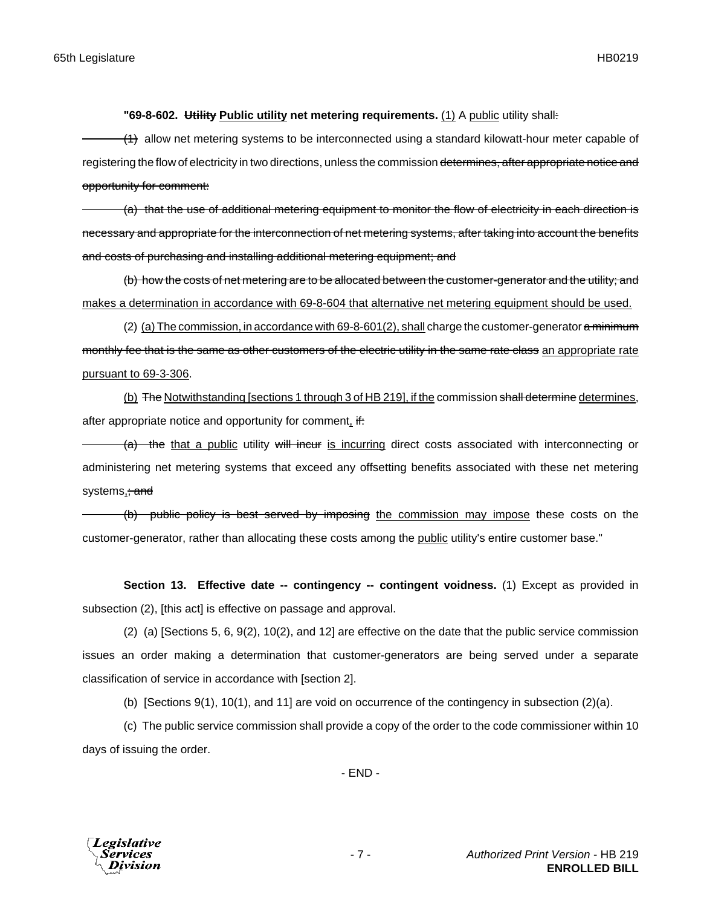**"69-8-602. ~~Utility~~ Public utility net metering requirements.** (1) A public utility shall~~:~~

~~(1)~~ allow net metering systems to be interconnected using a standard kilowatt-hour meter capable of registering the flow of electricity in two directions, unless the commission ~~determines, after appropriate notice and opportunity for comment:~~

~~(a) that the use of additional metering equipment to monitor the flow of electricity in each direction is necessary and appropriate for the interconnection of net metering systems, after taking into account the benefits and costs of purchasing and installing additional metering equipment; and~~

~~(b) how the costs of net metering are to be allocated between the customer-generator and the utility; and~~ makes a determination in accordance with 69-8-604 that alternative net metering equipment should be used.

(2) (a) The commission, in accordance with 69-8-601(2), shall charge the customer-generator ~~a minimum monthly fee that is the same as other customers of the electric utility in the same rate class~~ an appropriate rate pursuant to 69-3-306.

(b) ~~The~~ Notwithstanding [sections 1 through 3 of HB 219], if the commission ~~shall determine~~ determines, after appropriate notice and opportunity for comment, ~~if:~~

~~(a) the~~ that a public utility ~~will incur~~ is incurring direct costs associated with interconnecting or administering net metering systems that exceed any offsetting benefits associated with these net metering systems,~~; and~~

~~(b) public policy is best served by imposing~~ the commission may impose these costs on the customer-generator, rather than allocating these costs among the public utility's entire customer base."

**Section 13. Effective date -- contingency -- contingent voidness.** (1) Except as provided in subsection (2), [this act] is effective on passage and approval.

(2) (a) [Sections 5, 6, 9(2), 10(2), and 12] are effective on the date that the public service commission issues an order making a determination that customer-generators are being served under a separate classification of service in accordance with [section 2].

(b) [Sections 9(1), 10(1), and 11] are void on occurrence of the contingency in subsection (2)(a).

(c) The public service commission shall provide a copy of the order to the code commissioner within 10 days of issuing the order.

- END -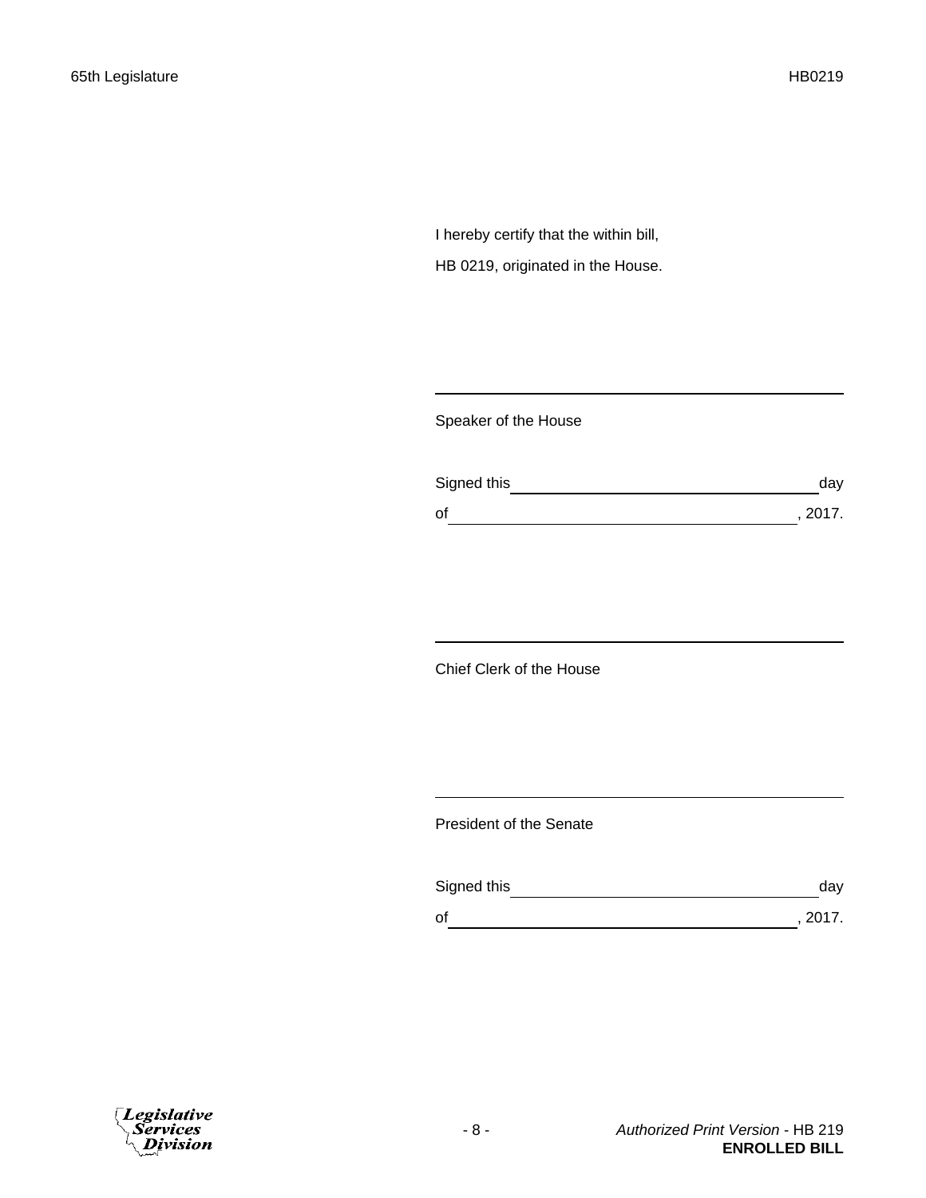I hereby certify that the within bill,

HB 0219, originated in the House.

\_\_\_\_\_\_\_\_\_\_\_\_\_\_\_\_\_\_\_\_\_\_\_\_\_\_\_\_\_\_\_\_\_\_\_\_\_\_\_\_

Speaker of the House

Signed this \_\_\_\_\_\_\_\_\_\_\_\_\_\_\_\_\_\_\_\_\_\_\_\_\_\_\_\_\_\_ day

of \_\_\_\_\_\_\_\_\_\_\_\_\_\_\_\_\_\_\_\_\_\_\_\_\_\_\_\_\_\_\_\_\_\_, 2017.

\_\_\_\_\_\_\_\_\_\_\_\_\_\_\_\_\_\_\_\_\_\_\_\_\_\_\_\_\_\_\_\_\_\_\_\_\_\_\_\_

Chief Clerk of the House

\_\_\_\_\_\_\_\_\_\_\_\_\_\_\_\_\_\_\_\_\_\_\_\_\_\_\_\_\_\_\_\_\_\_\_\_\_\_\_\_

President of the Senate

Signed this \_\_\_\_\_\_\_\_\_\_\_\_\_\_\_\_\_\_\_\_\_\_\_\_\_\_\_\_\_\_ day

of \_\_\_\_\_\_\_\_\_\_\_\_\_\_\_\_\_\_\_\_\_\_\_\_\_\_\_\_\_\_\_\_\_\_, 2017.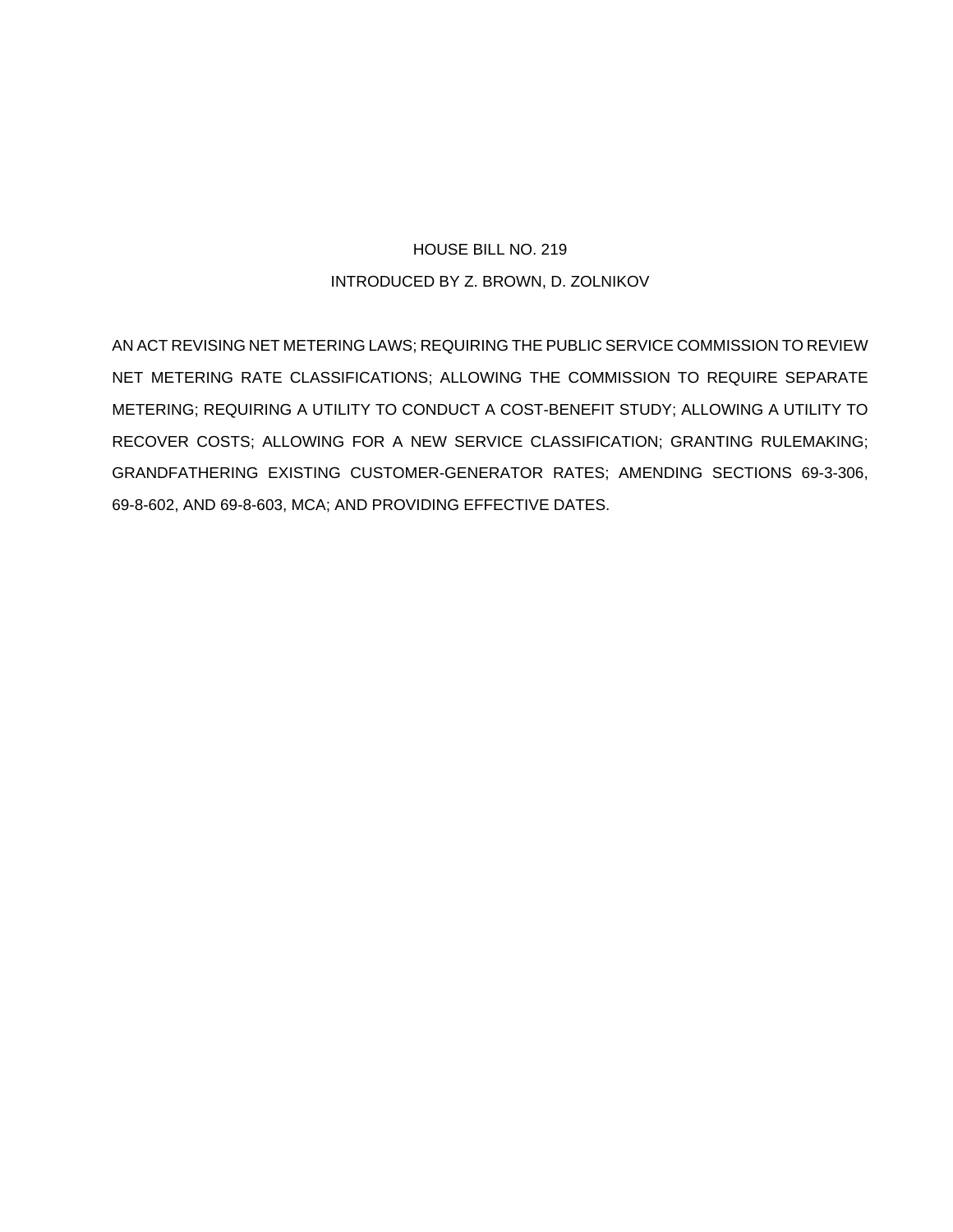HOUSE BILL NO. 219

INTRODUCED BY Z. BROWN, D. ZOLNIKOV

AN ACT REVISING NET METERING LAWS; REQUIRING THE PUBLIC SERVICE COMMISSION TO REVIEW NET METERING RATE CLASSIFICATIONS; ALLOWING THE COMMISSION TO REQUIRE SEPARATE METERING; REQUIRING A UTILITY TO CONDUCT A COST-BENEFIT STUDY; ALLOWING A UTILITY TO RECOVER COSTS; ALLOWING FOR A NEW SERVICE CLASSIFICATION; GRANTING RULEMAKING; GRANDFATHERING EXISTING CUSTOMER-GENERATOR RATES; AMENDING SECTIONS 69-3-306, 69-8-602, AND 69-8-603, MCA; AND PROVIDING EFFECTIVE DATES.